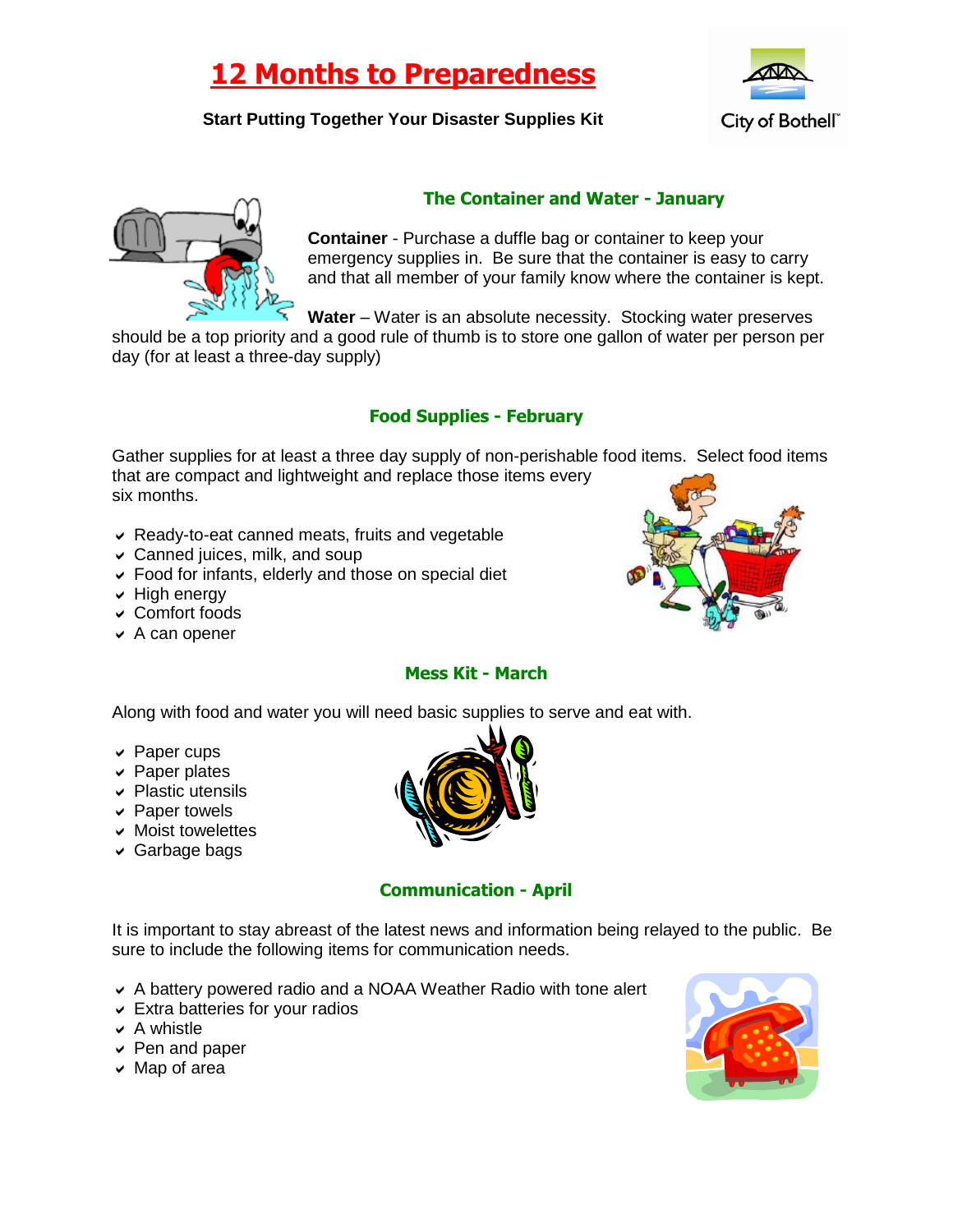# 12 Months to Preparedness

**Start Putting Together Your Disaster Supplies Kit**

City of Bothell

## The Container and Water - January

**Container** - Purchase a duffle bag or container to keep your emergency supplies in. Be sure that the container is easy to carry and that all member of your family know where the container is kept.

**Water** – Water is an absolute necessity. Stocking water preserves should be a top priority and a good rule of thumb is to store one gallon of water per person per day (for at least a three-day supply)

## Food Supplies - February

Gather supplies for at least a three day supply of non-perishable food items. Select food items that are compact and lightweight and replace those items every six months.

- Ready-to-eat canned meats, fruits and vegetable
- Canned juices, milk, and soup
- Food for infants, elderly and those on special diet
- High energy
- Comfort foods
- A can opener

## Mess Kit - March

Along with food and water you will need basic supplies to serve and eat with.

- Paper cups
- Paper plates
- Plastic utensils
- Paper towels
- Moist towelettes
- Garbage bags

## Communication - April

It is important to stay abreast of the latest news and information being relayed to the public. Be sure to include the following items for communication needs.

- A battery powered radio and a NOAA Weather Radio with tone alert
- Extra batteries for your radios
- A whistle
- Pen and paper
- Map of area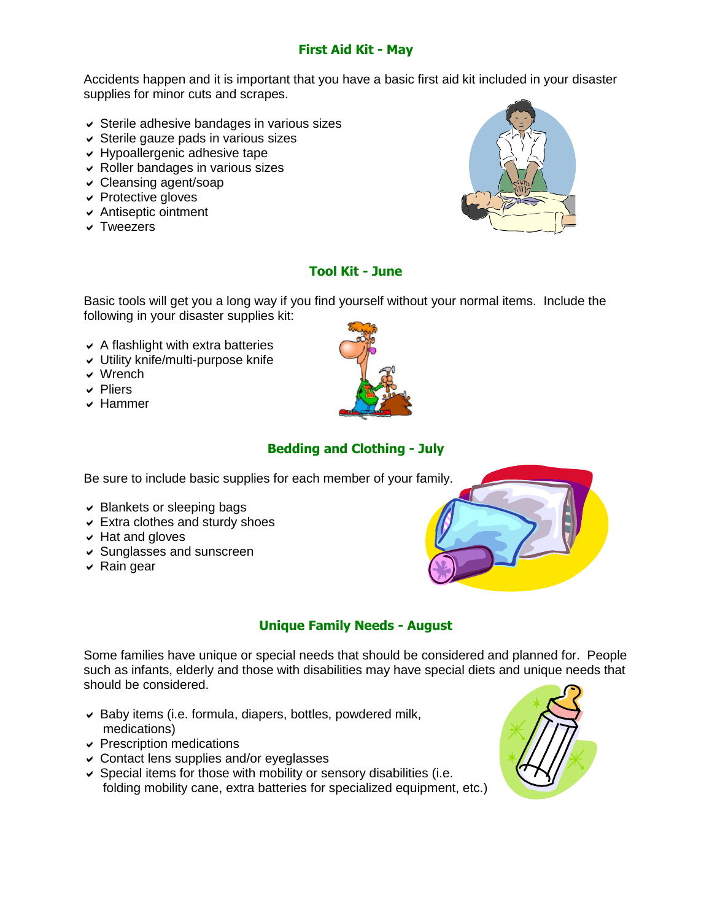## First Aid Kit - May

Accidents happen and it is important that you have a basic first aid kit included in your disaster supplies for minor cuts and scrapes.

- Sterile adhesive bandages in various sizes
- Sterile gauze pads in various sizes
- Hypoallergenic adhesive tape
- Roller bandages in various sizes
- Cleansing agent/soap
- Protective gloves
- Antiseptic ointment
- Tweezers

## Tool Kit - June

Basic tools will get you a long way if you find yourself without your normal items. Include the following in your disaster supplies kit:

- A flashlight with extra batteries
- Utility knife/multi-purpose knife
- Wrench
- Pliers
- Hammer

## Bedding and Clothing - July

Be sure to include basic supplies for each member of your family.

- Blankets or sleeping bags
- Extra clothes and sturdy shoes
- Hat and gloves
- Sunglasses and sunscreen
- Rain gear

## Unique Family Needs - August

Some families have unique or special needs that should be considered and planned for. People such as infants, elderly and those with disabilities may have special diets and unique needs that should be considered.

- Baby items (i.e. formula, diapers, bottles, powdered milk, medications)
- Prescription medications
- Contact lens supplies and/or eyeglasses
- Special items for those with mobility or sensory disabilities (i.e. folding mobility cane, extra batteries for specialized equipment, etc.)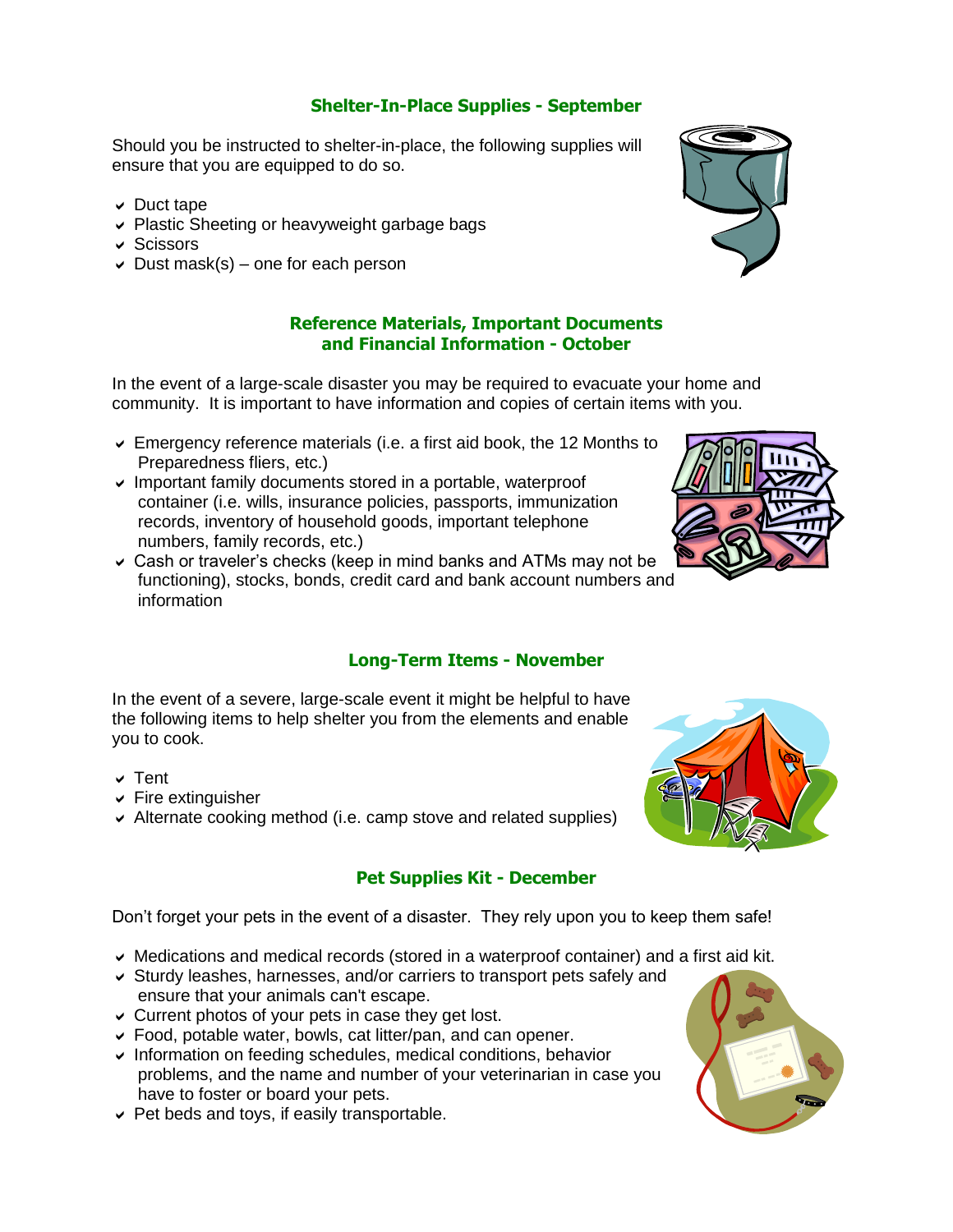### Shelter-In-Place Supplies - September

Should you be instructed to shelter-in-place, the following supplies will ensure that you are equipped to do so.

- Duct tape
- Plastic Sheeting or heavyweight garbage bags
- Scissors
- Dust mask(s) – one for each person

### Reference Materials, Important Documents and Financial Information - October

In the event of a large-scale disaster you may be required to evacuate your home and community. It is important to have information and copies of certain items with you.

- Emergency reference materials (i.e. a first aid book, the 12 Months to Preparedness fliers, etc.)
- Important family documents stored in a portable, waterproof container (i.e. wills, insurance policies, passports, immunization records, inventory of household goods, important telephone numbers, family records, etc.)
- Cash or traveler's checks (keep in mind banks and ATMs may not be functioning), stocks, bonds, credit card and bank account numbers and information

### Long-Term Items - November

In the event of a severe, large-scale event it might be helpful to have the following items to help shelter you from the elements and enable you to cook.

- Tent
- Fire extinguisher
- Alternate cooking method (i.e. camp stove and related supplies)

### Pet Supplies Kit - December

Don't forget your pets in the event of a disaster. They rely upon you to keep them safe!

- Medications and medical records (stored in a waterproof container) and a first aid kit.
- Sturdy leashes, harnesses, and/or carriers to transport pets safely and ensure that your animals can't escape.
- Current photos of your pets in case they get lost.
- Food, potable water, bowls, cat litter/pan, and can opener.
- Information on feeding schedules, medical conditions, behavior problems, and the name and number of your veterinarian in case you have to foster or board your pets.
- Pet beds and toys, if easily transportable.